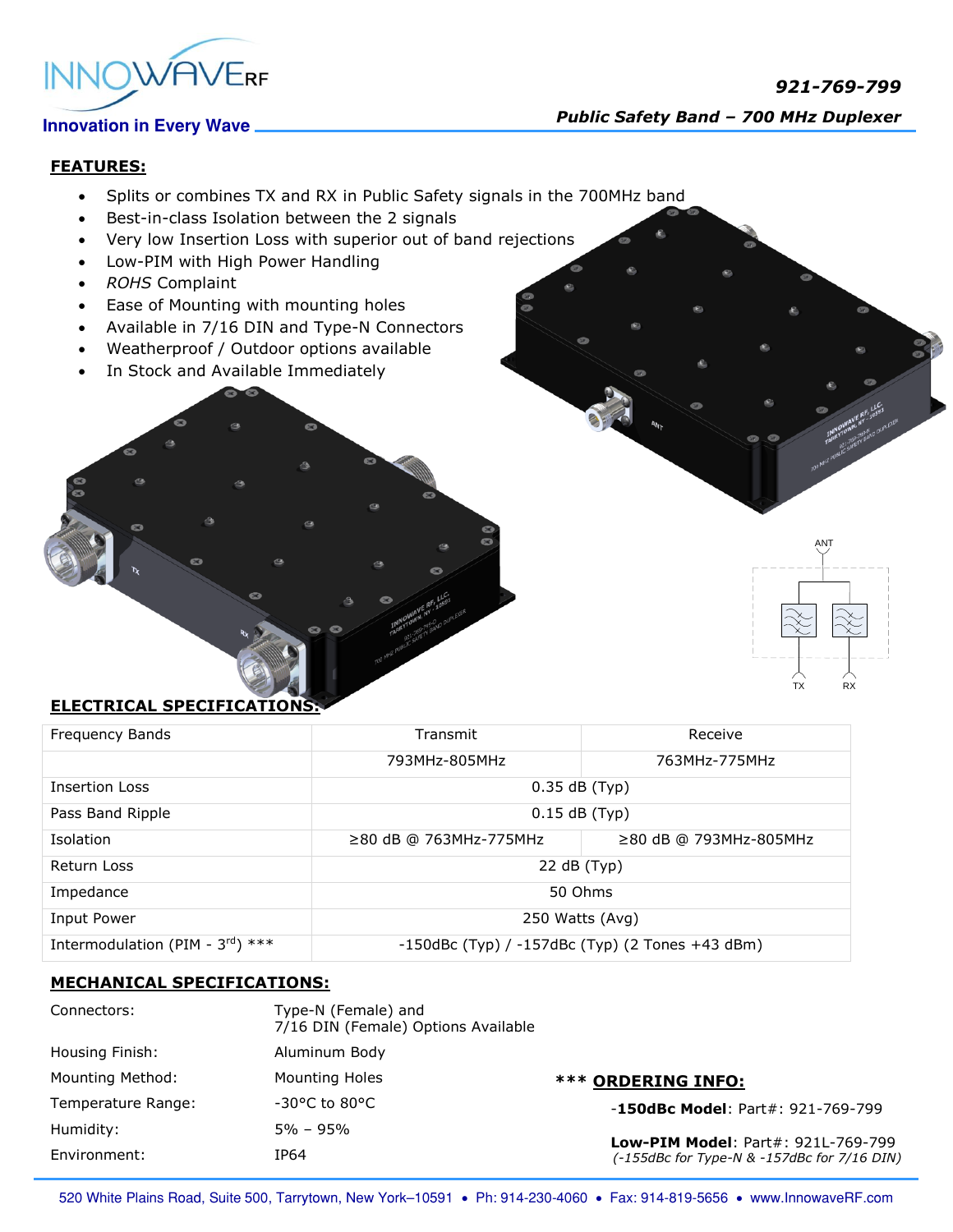921-769-799

**Public Safety Band – 700 MHz Duplexer**

## FEATURES:

- Splits or combines TX and RX in Public Safety signals in the 700MHz band
- Best-in-class Isolation between the 2 signals
- Very low Insertion Loss with superior out of band rejections
- Low-PIM with High Power Handling
- *ROHS* Complaint
- Ease of Mounting with mounting holes
- Available in 7/16 DIN and Type-N Connectors
- Weatherproof / Outdoor options available
- In Stock and Available Immediately

## ELECTRICAL SPECIFICATIONS:

| Frequency Bands | Transmit | Receive |
|---|---|---|
| | 793MHz-805MHz | 763MHz-775MHz |
| Insertion Loss | 0.35 dB (Typ) | |
| Pass Band Ripple | 0.15 dB (Typ) | |
| Isolation | ≥80 dB @ 763MHz-775MHz | ≥80 dB @ 793MHz-805MHz |
| Return Loss | 22 dB (Typ) | |
| Impedance | 50 Ohms | |
| Input Power | 250 Watts (Avg) | |
| Intermodulation (PIM - 3rd) *** | -150dBc (Typ) / -157dBc (Typ) (2 Tones +43 dBm) | |

## MECHANICAL SPECIFICATIONS:

| | |
|---|---|
| Connectors: | Type-N (Female) and 7/16 DIN (Female) Options Available |
| Housing Finish: | Aluminum Body |
| Mounting Method: | Mounting Holes |
| Temperature Range: | -30°C to 80°C |
| Humidity: | 5% – 95% |
| Environment: | IP64 |

### *** ORDERING INFO:

-**150dBc Model**: Part#: 921-769-799

**Low-PIM Model**: Part#: 921L-769-799
*(-155dBc for Type-N & -157dBc for 7/16 DIN)*

520 White Plains Road, Suite 500, Tarrytown, New York–10591 • Ph: 914-230-4060 • Fax: 914-819-5656 • www.InnowaveRF.com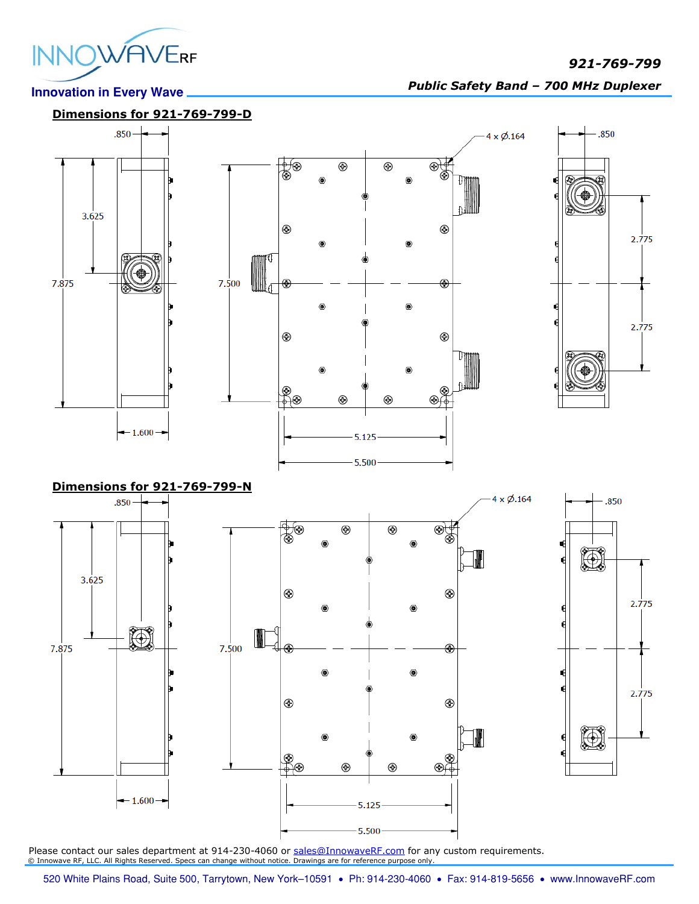## Dimensions for 921-769-799-D

.850

4 x Ø.164

.850

3.625

7.875

7.500

2.775

2.775

1.600

5.125

5.500

## Dimensions for 921-769-799-N

.850

4 x Ø.164

.850

3.625

2.775

7.875

7.500

2.775

1.600

5.125

5.500

Please contact our sales department at 914-230-4060 or sales@InnowaveRF.com for any custom requirements.

© Innowave RF, LLC. All Rights Reserved. Specs can change without notice. Drawings are for reference purpose only.